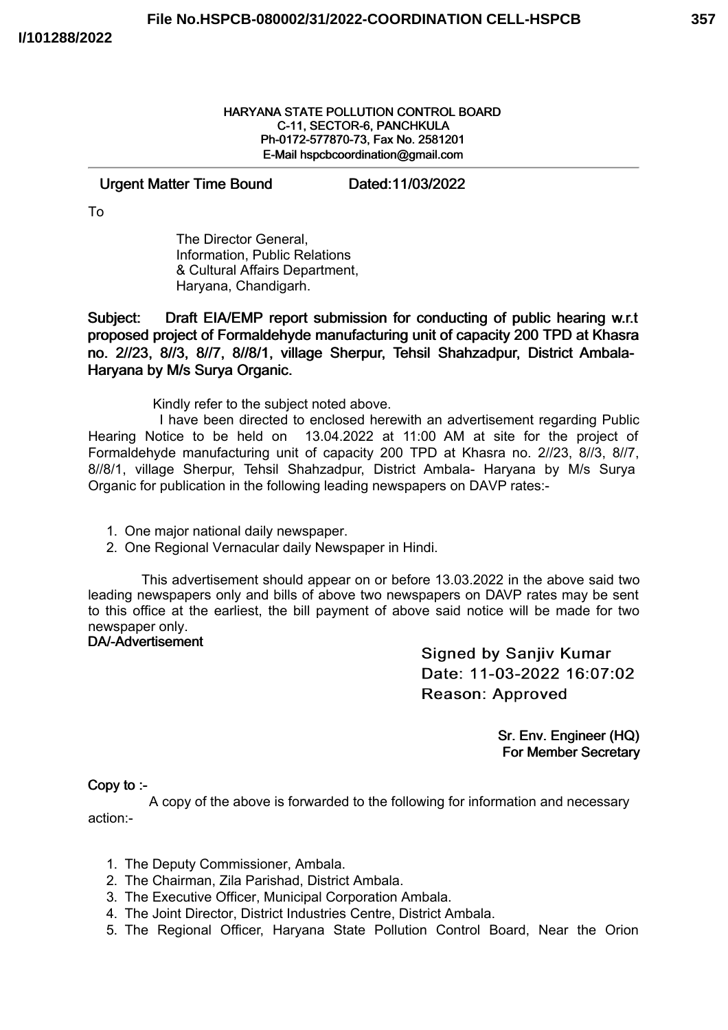**HARYANA STATE POLLUTION CONTROL BOARD**
**C-11, SECTOR-6, PANCHKULA**
**Ph-0172-577870-73, Fax No. 2581201**
**E-Mail hspcbcoordination@gmail.com**

---

**Urgent Matter Time Bound** **Dated:11/03/2022**

To

The Director General,
Information, Public Relations
& Cultural Affairs Department,
Haryana, Chandigarh.

**Subject: Draft EIA/EMP report submission for conducting of public hearing w.r.t proposed project of Formaldehyde manufacturing unit of capacity 200 TPD at Khasra no. 2//23, 8//3, 8//7, 8//8/1, village Sherpur, Tehsil Shahzadpur, District Ambala-Haryana by M/s Surya Organic.**

Kindly refer to the subject noted above.

I have been directed to enclosed herewith an advertisement regarding Public Hearing Notice to be held on 13.04.2022 at 11:00 AM at site for the project of Formaldehyde manufacturing unit of capacity 200 TPD at Khasra no. 2//23, 8//3, 8//7, 8//8/1, village Sherpur, Tehsil Shahzadpur, District Ambala- Haryana by M/s Surya Organic for publication in the following leading newspapers on DAVP rates:-

1. One major national daily newspaper.
2. One Regional Vernacular daily Newspaper in Hindi.

This advertisement should appear on or before 13.03.2022 in the above said two leading newspapers only and bills of above two newspapers on DAVP rates may be sent to this office at the earliest, the bill payment of above said notice will be made for two newspaper only.

**DA/-Advertisement**

Signed by Sanjiv Kumar
Date: 11-03-2022 16:07:02
Reason: Approved

**Sr. Env. Engineer (HQ)**
**For Member Secretary**

**Copy to :-**

A copy of the above is forwarded to the following for information and necessary action:-

1. The Deputy Commissioner, Ambala.
2. The Chairman, Zila Parishad, District Ambala.
3. The Executive Officer, Municipal Corporation Ambala.
4. The Joint Director, District Industries Centre, District Ambala.
5. The Regional Officer, Haryana State Pollution Control Board, Near the Orion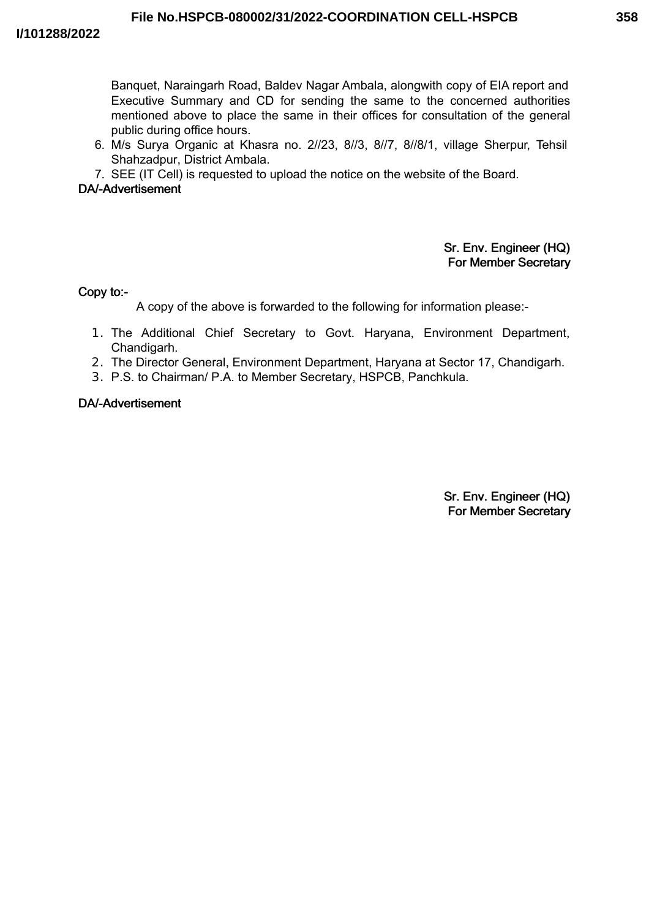Banquet, Naraingarh Road, Baldev Nagar Ambala, alongwith copy of EIA report and Executive Summary and CD for sending the same to the concerned authorities mentioned above to place the same in their offices for consultation of the general public during office hours.

6. M/s Surya Organic at Khasra no. 2//23, 8//3, 8//7, 8//8/1, village Sherpur, Tehsil Shahzadpur, District Ambala.
7. SEE (IT Cell) is requested to upload the notice on the website of the Board.

DA/-Advertisement

Sr. Env. Engineer (HQ)
For Member Secretary

Copy to:-

A copy of the above is forwarded to the following for information please:-

1. The Additional Chief Secretary to Govt. Haryana, Environment Department, Chandigarh.
2. The Director General, Environment Department, Haryana at Sector 17, Chandigarh.
3. P.S. to Chairman/ P.A. to Member Secretary, HSPCB, Panchkula.

DA/-Advertisement

Sr. Env. Engineer (HQ)
For Member Secretary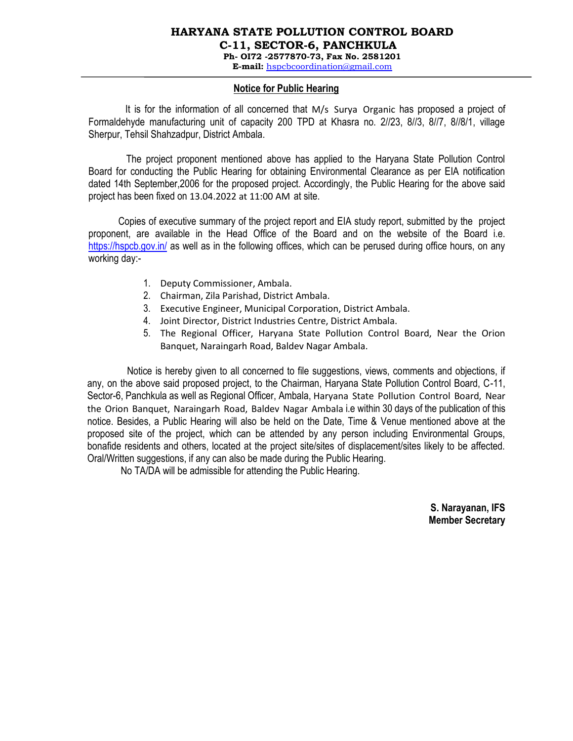# HARYANA STATE POLLUTION CONTROL BOARD

## C-11, SECTOR-6, PANCHKULA

**Ph- OI72 -2577870-73, Fax No. 2581201**

**E-mail:** hspcbcoordination@gmail.com

---

### Notice for Public Hearing

It is for the information of all concerned that M/s Surya Organic has proposed a project of Formaldehyde manufacturing unit of capacity 200 TPD at Khasra no. 2//23, 8//3, 8//7, 8//8/1, village Sherpur, Tehsil Shahzadpur, District Ambala.

The project proponent mentioned above has applied to the Haryana State Pollution Control Board for conducting the Public Hearing for obtaining Environmental Clearance as per EIA notification dated 14th September,2006 for the proposed project. Accordingly, the Public Hearing for the above said project has been fixed on 13.04.2022 at 11:00 AM at site.

Copies of executive summary of the project report and EIA study report, submitted by the project proponent, are available in the Head Office of the Board and on the website of the Board i.e. https://hspcb.gov.in/ as well as in the following offices, which can be perused during office hours, on any working day:-

1. Deputy Commissioner, Ambala.
2. Chairman, Zila Parishad, District Ambala.
3. Executive Engineer, Municipal Corporation, District Ambala.
4. Joint Director, District Industries Centre, District Ambala.
5. The Regional Officer, Haryana State Pollution Control Board, Near the Orion Banquet, Naraingarh Road, Baldev Nagar Ambala.

Notice is hereby given to all concerned to file suggestions, views, comments and objections, if any, on the above said proposed project, to the Chairman, Haryana State Pollution Control Board, C-11, Sector-6, Panchkula as well as Regional Officer, Ambala, Haryana State Pollution Control Board, Near the Orion Banquet, Naraingarh Road, Baldev Nagar Ambala i.e within 30 days of the publication of this notice. Besides, a Public Hearing will also be held on the Date, Time & Venue mentioned above at the proposed site of the project, which can be attended by any person including Environmental Groups, bonafide residents and others, located at the project site/sites of displacement/sites likely to be affected. Oral/Written suggestions, if any can also be made during the Public Hearing.

No TA/DA will be admissible for attending the Public Hearing.

**S. Narayanan, IFS**
**Member Secretary**